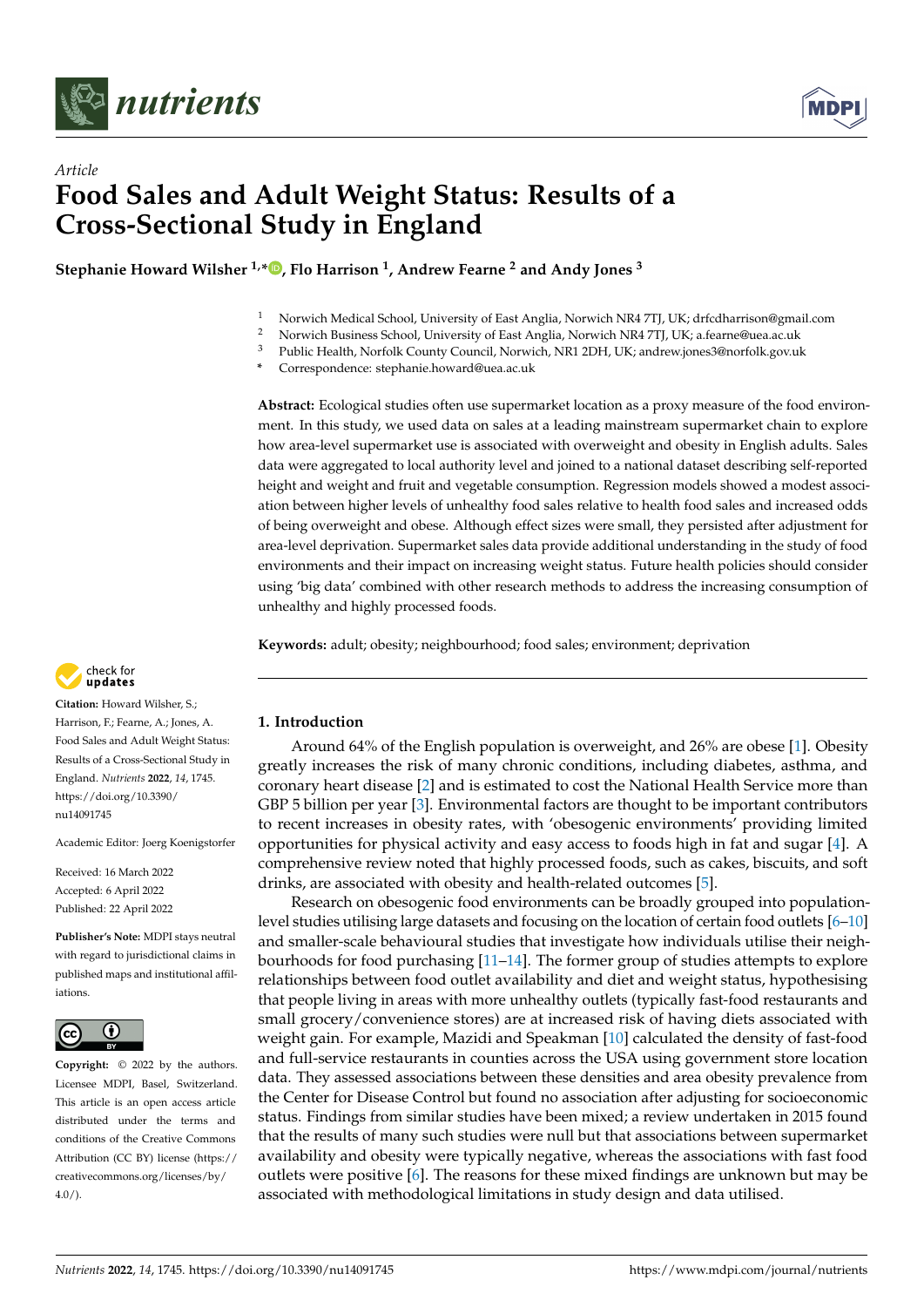*Article*

# Food Sales and Adult Weight Status: Results of a Cross-Sectional Study in England

**Stephanie Howard Wilsher [1,*], Flo Harrison [1], Andrew Fearne [2] and Andy Jones [3]**

[1] Norwich Medical School, University of East Anglia, Norwich NR4 7TJ, UK; drfcdharrison@gmail.com
[2] Norwich Business School, University of East Anglia, Norwich NR4 7TJ, UK; a.fearne@uea.ac.uk
[3] Public Health, Norfolk County Council, Norwich, NR1 2DH, UK; andrew.jones3@norfolk.gov.uk
* Correspondence: stephanie.howard@uea.ac.uk

**Abstract:** Ecological studies often use supermarket location as a proxy measure of the food environment. In this study, we used data on sales at a leading mainstream supermarket chain to explore how area-level supermarket use is associated with overweight and obesity in English adults. Sales data were aggregated to local authority level and joined to a national dataset describing self-reported height and weight and fruit and vegetable consumption. Regression models showed a modest association between higher levels of unhealthy food sales relative to health food sales and increased odds of being overweight and obese. Although effect sizes were small, they persisted after adjustment for area-level deprivation. Supermarket sales data provide additional understanding in the study of food environments and their impact on increasing weight status. Future health policies should consider using 'big data' combined with other research methods to address the increasing consumption of unhealthy and highly processed foods.

**Keywords:** adult; obesity; neighbourhood; food sales; environment; deprivation

**Citation:** Howard Wilsher, S.; Harrison, F.; Fearne, A.; Jones, A. Food Sales and Adult Weight Status: Results of a Cross-Sectional Study in England. *Nutrients* **2022**, *14*, 1745. https://doi.org/10.3390/nu14091745

Academic Editor: Joerg Koenigstorfer

Received: 16 March 2022
Accepted: 6 April 2022
Published: 22 April 2022

**Publisher's Note:** MDPI stays neutral with regard to jurisdictional claims in published maps and institutional affiliations.

**Copyright:** © 2022 by the authors. Licensee MDPI, Basel, Switzerland. This article is an open access article distributed under the terms and conditions of the Creative Commons Attribution (CC BY) license (https://creativecommons.org/licenses/by/4.0/).

## 1. Introduction

Around 64% of the English population is overweight, and 26% are obese [1]. Obesity greatly increases the risk of many chronic conditions, including diabetes, asthma, and coronary heart disease [2] and is estimated to cost the National Health Service more than GBP 5 billion per year [3]. Environmental factors are thought to be important contributors to recent increases in obesity rates, with 'obesogenic environments' providing limited opportunities for physical activity and easy access to foods high in fat and sugar [4]. A comprehensive review noted that highly processed foods, such as cakes, biscuits, and soft drinks, are associated with obesity and health-related outcomes [5].

Research on obesogenic food environments can be broadly grouped into population-level studies utilising large datasets and focusing on the location of certain food outlets [6–10] and smaller-scale behavioural studies that investigate how individuals utilise their neighbourhoods for food purchasing [11–14]. The former group of studies attempts to explore relationships between food outlet availability and diet and weight status, hypothesising that people living in areas with more unhealthy outlets (typically fast-food restaurants and small grocery/convenience stores) are at increased risk of having diets associated with weight gain. For example, Mazidi and Speakman [10] calculated the density of fast-food and full-service restaurants in counties across the USA using government store location data. They assessed associations between these densities and area obesity prevalence from the Center for Disease Control but found no association after adjusting for socioeconomic status. Findings from similar studies have been mixed; a review undertaken in 2015 found that the results of many such studies were null but that associations between supermarket availability and obesity were typically negative, whereas the associations with fast food outlets were positive [6]. The reasons for these mixed findings are unknown but may be associated with methodological limitations in study design and data utilised.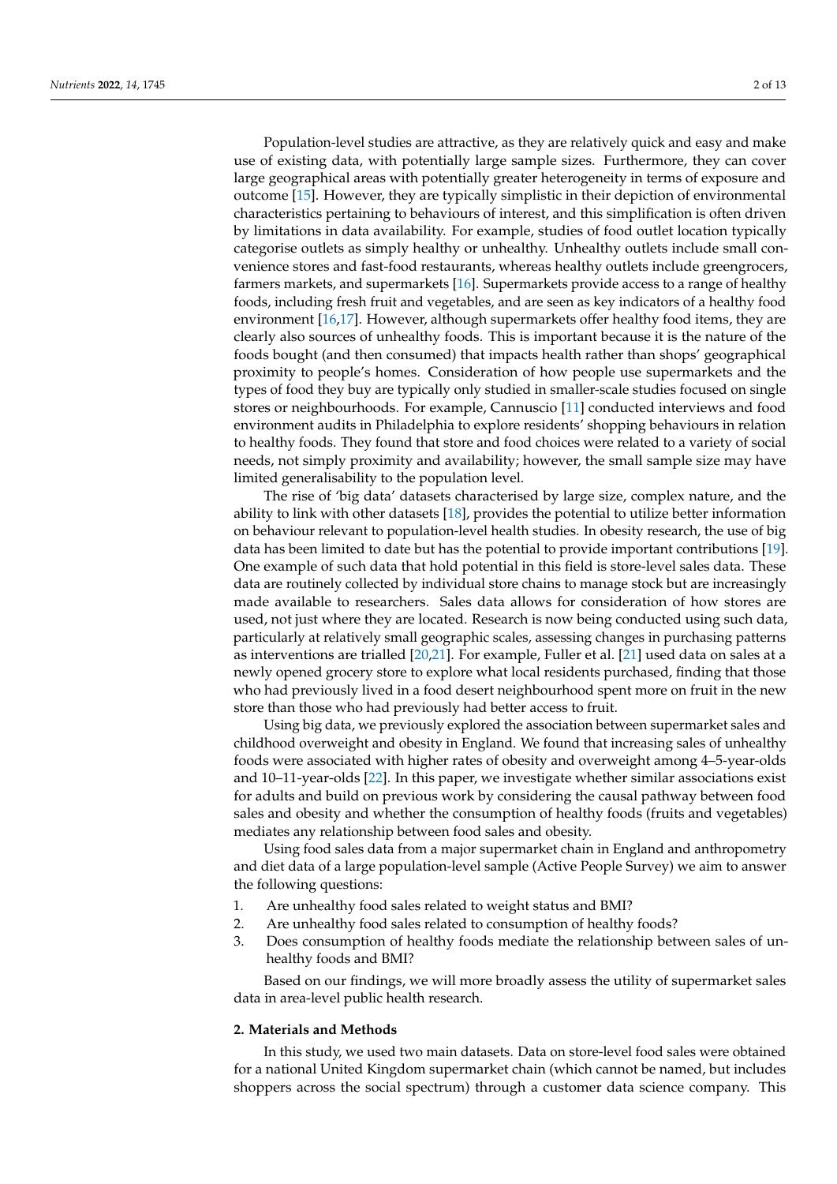Population-level studies are attractive, as they are relatively quick and easy and make use of existing data, with potentially large sample sizes. Furthermore, they can cover large geographical areas with potentially greater heterogeneity in terms of exposure and outcome [15]. However, they are typically simplistic in their depiction of environmental characteristics pertaining to behaviours of interest, and this simplification is often driven by limitations in data availability. For example, studies of food outlet location typically categorise outlets as simply healthy or unhealthy. Unhealthy outlets include small convenience stores and fast-food restaurants, whereas healthy outlets include greengrocers, farmers markets, and supermarkets [16]. Supermarkets provide access to a range of healthy foods, including fresh fruit and vegetables, and are seen as key indicators of a healthy food environment [16,17]. However, although supermarkets offer healthy food items, they are clearly also sources of unhealthy foods. This is important because it is the nature of the foods bought (and then consumed) that impacts health rather than shops' geographical proximity to people's homes. Consideration of how people use supermarkets and the types of food they buy are typically only studied in smaller-scale studies focused on single stores or neighbourhoods. For example, Cannuscio [11] conducted interviews and food environment audits in Philadelphia to explore residents' shopping behaviours in relation to healthy foods. They found that store and food choices were related to a variety of social needs, not simply proximity and availability; however, the small sample size may have limited generalisability to the population level.

The rise of 'big data' datasets characterised by large size, complex nature, and the ability to link with other datasets [18], provides the potential to utilize better information on behaviour relevant to population-level health studies. In obesity research, the use of big data has been limited to date but has the potential to provide important contributions [19]. One example of such data that hold potential in this field is store-level sales data. These data are routinely collected by individual store chains to manage stock but are increasingly made available to researchers. Sales data allows for consideration of how stores are used, not just where they are located. Research is now being conducted using such data, particularly at relatively small geographic scales, assessing changes in purchasing patterns as interventions are trialled [20,21]. For example, Fuller et al. [21] used data on sales at a newly opened grocery store to explore what local residents purchased, finding that those who had previously lived in a food desert neighbourhood spent more on fruit in the new store than those who had previously had better access to fruit.

Using big data, we previously explored the association between supermarket sales and childhood overweight and obesity in England. We found that increasing sales of unhealthy foods were associated with higher rates of obesity and overweight among 4–5-year-olds and 10–11-year-olds [22]. In this paper, we investigate whether similar associations exist for adults and build on previous work by considering the causal pathway between food sales and obesity and whether the consumption of healthy foods (fruits and vegetables) mediates any relationship between food sales and obesity.

Using food sales data from a major supermarket chain in England and anthropometry and diet data of a large population-level sample (Active People Survey) we aim to answer the following questions:

1. Are unhealthy food sales related to weight status and BMI?
2. Are unhealthy food sales related to consumption of healthy foods?
3. Does consumption of healthy foods mediate the relationship between sales of unhealthy foods and BMI?

Based on our findings, we will more broadly assess the utility of supermarket sales data in area-level public health research.

## 2. Materials and Methods

In this study, we used two main datasets. Data on store-level food sales were obtained for a national United Kingdom supermarket chain (which cannot be named, but includes shoppers across the social spectrum) through a customer data science company. This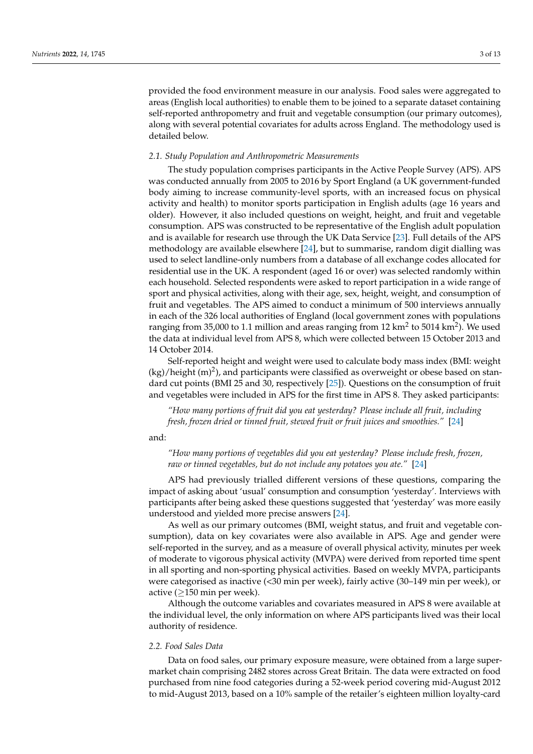provided the food environment measure in our analysis. Food sales were aggregated to areas (English local authorities) to enable them to be joined to a separate dataset containing self-reported anthropometry and fruit and vegetable consumption (our primary outcomes), along with several potential covariates for adults across England. The methodology used is detailed below.

### *2.1. Study Population and Anthropometric Measurements*

The study population comprises participants in the Active People Survey (APS). APS was conducted annually from 2005 to 2016 by Sport England (a UK government-funded body aiming to increase community-level sports, with an increased focus on physical activity and health) to monitor sports participation in English adults (age 16 years and older). However, it also included questions on weight, height, and fruit and vegetable consumption. APS was constructed to be representative of the English adult population and is available for research use through the UK Data Service [23]. Full details of the APS methodology are available elsewhere [24], but to summarise, random digit dialling was used to select landline-only numbers from a database of all exchange codes allocated for residential use in the UK. A respondent (aged 16 or over) was selected randomly within each household. Selected respondents were asked to report participation in a wide range of sport and physical activities, along with their age, sex, height, weight, and consumption of fruit and vegetables. The APS aimed to conduct a minimum of 500 interviews annually in each of the 326 local authorities of England (local government zones with populations ranging from 35,000 to 1.1 million and areas ranging from 12 $km^2$ to 5014 $km^2$). We used the data at individual level from APS 8, which were collected between 15 October 2013 and 14 October 2014.

Self-reported height and weight were used to calculate body mass index (BMI: weight (kg)/height $(m)^2$), and participants were classified as overweight or obese based on standard cut points (BMI 25 and 30, respectively [25]). Questions on the consumption of fruit and vegetables were included in APS for the first time in APS 8. They asked participants:

> *"How many portions of fruit did you eat yesterday? Please include all fruit, including fresh, frozen dried or tinned fruit, stewed fruit or fruit juices and smoothies."* [24]

and:

> *"How many portions of vegetables did you eat yesterday? Please include fresh, frozen, raw or tinned vegetables, but do not include any potatoes you ate."* [24]

APS had previously trialled different versions of these questions, comparing the impact of asking about 'usual' consumption and consumption 'yesterday'. Interviews with participants after being asked these questions suggested that 'yesterday' was more easily understood and yielded more precise answers [24].

As well as our primary outcomes (BMI, weight status, and fruit and vegetable consumption), data on key covariates were also available in APS. Age and gender were self-reported in the survey, and as a measure of overall physical activity, minutes per week of moderate to vigorous physical activity (MVPA) were derived from reported time spent in all sporting and non-sporting physical activities. Based on weekly MVPA, participants were categorised as inactive (<30 min per week), fairly active (30–149 min per week), or active ($\geq$150 min per week).

Although the outcome variables and covariates measured in APS 8 were available at the individual level, the only information on where APS participants lived was their local authority of residence.

### *2.2. Food Sales Data*

Data on food sales, our primary exposure measure, were obtained from a large supermarket chain comprising 2482 stores across Great Britain. The data were extracted on food purchased from nine food categories during a 52-week period covering mid-August 2012 to mid-August 2013, based on a 10% sample of the retailer's eighteen million loyalty-card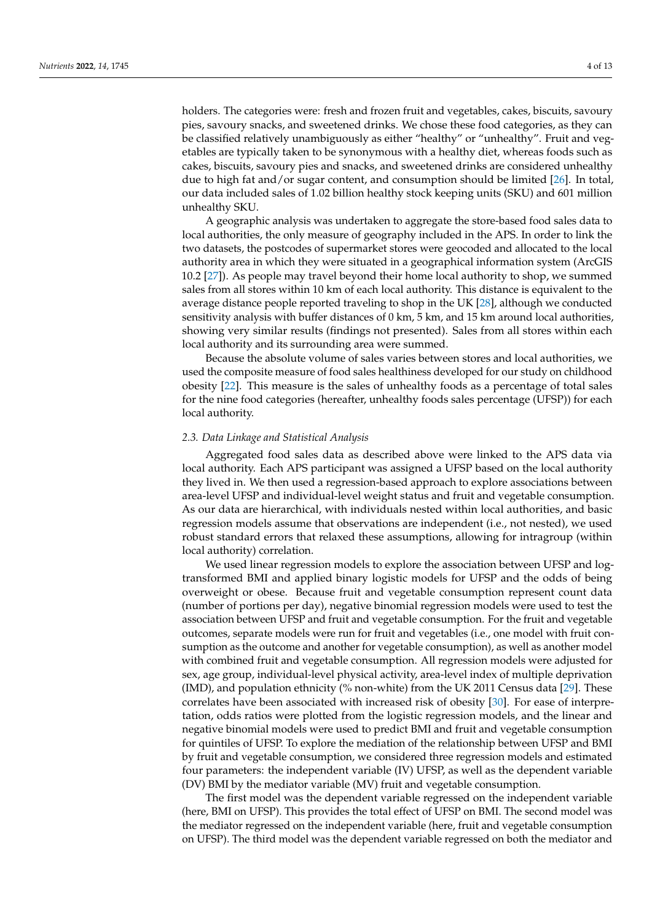holders. The categories were: fresh and frozen fruit and vegetables, cakes, biscuits, savoury pies, savoury snacks, and sweetened drinks. We chose these food categories, as they can be classified relatively unambiguously as either "healthy" or "unhealthy". Fruit and vegetables are typically taken to be synonymous with a healthy diet, whereas foods such as cakes, biscuits, savoury pies and snacks, and sweetened drinks are considered unhealthy due to high fat and/or sugar content, and consumption should be limited [26]. In total, our data included sales of 1.02 billion healthy stock keeping units (SKU) and 601 million unhealthy SKU.

A geographic analysis was undertaken to aggregate the store-based food sales data to local authorities, the only measure of geography included in the APS. In order to link the two datasets, the postcodes of supermarket stores were geocoded and allocated to the local authority area in which they were situated in a geographical information system (ArcGIS 10.2 [27]). As people may travel beyond their home local authority to shop, we summed sales from all stores within 10 km of each local authority. This distance is equivalent to the average distance people reported traveling to shop in the UK [28], although we conducted sensitivity analysis with buffer distances of 0 km, 5 km, and 15 km around local authorities, showing very similar results (findings not presented). Sales from all stores within each local authority and its surrounding area were summed.

Because the absolute volume of sales varies between stores and local authorities, we used the composite measure of food sales healthiness developed for our study on childhood obesity [22]. This measure is the sales of unhealthy foods as a percentage of total sales for the nine food categories (hereafter, unhealthy foods sales percentage (UFSP)) for each local authority.

### 2.3. Data Linkage and Statistical Analysis

Aggregated food sales data as described above were linked to the APS data via local authority. Each APS participant was assigned a UFSP based on the local authority they lived in. We then used a regression-based approach to explore associations between area-level UFSP and individual-level weight status and fruit and vegetable consumption. As our data are hierarchical, with individuals nested within local authorities, and basic regression models assume that observations are independent (i.e., not nested), we used robust standard errors that relaxed these assumptions, allowing for intragroup (within local authority) correlation.

We used linear regression models to explore the association between UFSP and log-transformed BMI and applied binary logistic models for UFSP and the odds of being overweight or obese. Because fruit and vegetable consumption represent count data (number of portions per day), negative binomial regression models were used to test the association between UFSP and fruit and vegetable consumption. For the fruit and vegetable outcomes, separate models were run for fruit and vegetables (i.e., one model with fruit consumption as the outcome and another for vegetable consumption), as well as another model with combined fruit and vegetable consumption. All regression models were adjusted for sex, age group, individual-level physical activity, area-level index of multiple deprivation (IMD), and population ethnicity (% non-white) from the UK 2011 Census data [29]. These correlates have been associated with increased risk of obesity [30]. For ease of interpretation, odds ratios were plotted from the logistic regression models, and the linear and negative binomial models were used to predict BMI and fruit and vegetable consumption for quintiles of UFSP. To explore the mediation of the relationship between UFSP and BMI by fruit and vegetable consumption, we considered three regression models and estimated four parameters: the independent variable (IV) UFSP, as well as the dependent variable (DV) BMI by the mediator variable (MV) fruit and vegetable consumption.

The first model was the dependent variable regressed on the independent variable (here, BMI on UFSP). This provides the total effect of UFSP on BMI. The second model was the mediator regressed on the independent variable (here, fruit and vegetable consumption on UFSP). The third model was the dependent variable regressed on both the mediator and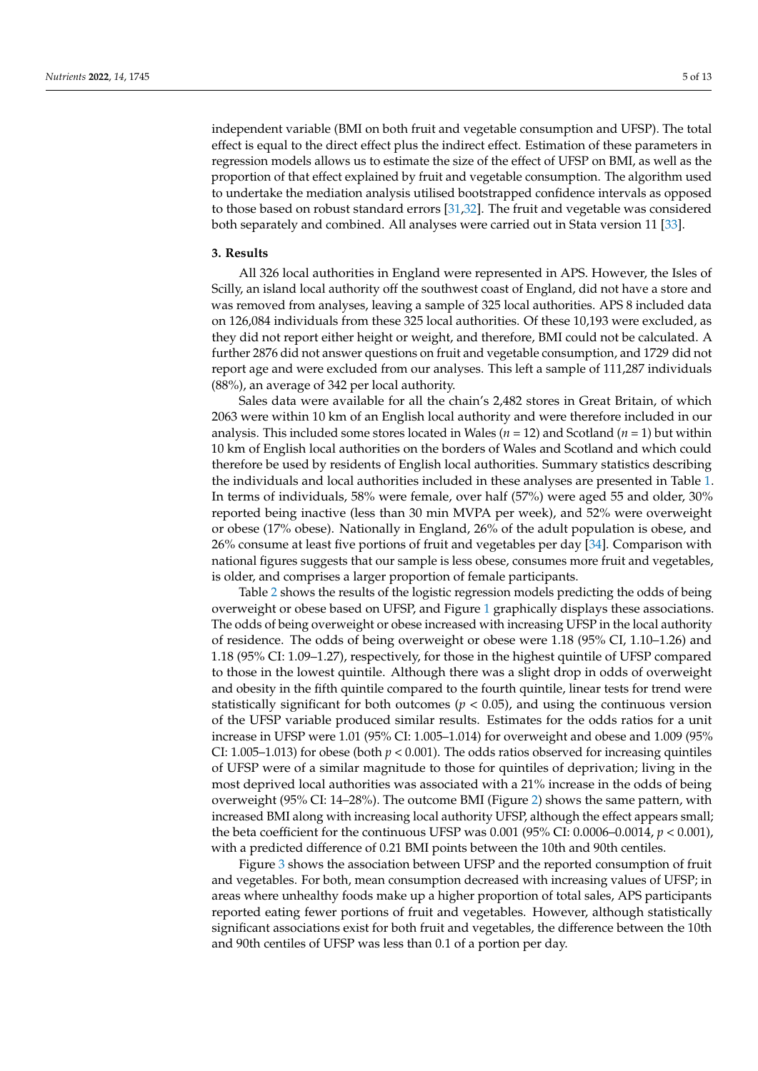independent variable (BMI on both fruit and vegetable consumption and UFSP). The total effect is equal to the direct effect plus the indirect effect. Estimation of these parameters in regression models allows us to estimate the size of the effect of UFSP on BMI, as well as the proportion of that effect explained by fruit and vegetable consumption. The algorithm used to undertake the mediation analysis utilised bootstrapped confidence intervals as opposed to those based on robust standard errors [31,32]. The fruit and vegetable was considered both separately and combined. All analyses were carried out in Stata version 11 [33].

## 3. Results

All 326 local authorities in England were represented in APS. However, the Isles of Scilly, an island local authority off the southwest coast of England, did not have a store and was removed from analyses, leaving a sample of 325 local authorities. APS 8 included data on 126,084 individuals from these 325 local authorities. Of these 10,193 were excluded, as they did not report either height or weight, and therefore, BMI could not be calculated. A further 2876 did not answer questions on fruit and vegetable consumption, and 1729 did not report age and were excluded from our analyses. This left a sample of 111,287 individuals (88%), an average of 342 per local authority.

Sales data were available for all the chain's 2,482 stores in Great Britain, of which 2063 were within 10 km of an English local authority and were therefore included in our analysis. This included some stores located in Wales ($n$ = 12) and Scotland ($n$ = 1) but within 10 km of English local authorities on the borders of Wales and Scotland and which could therefore be used by residents of English local authorities. Summary statistics describing the individuals and local authorities included in these analyses are presented in Table 1. In terms of individuals, 58% were female, over half (57%) were aged 55 and older, 30% reported being inactive (less than 30 min MVPA per week), and 52% were overweight or obese (17% obese). Nationally in England, 26% of the adult population is obese, and 26% consume at least five portions of fruit and vegetables per day [34]. Comparison with national figures suggests that our sample is less obese, consumes more fruit and vegetables, is older, and comprises a larger proportion of female participants.

Table 2 shows the results of the logistic regression models predicting the odds of being overweight or obese based on UFSP, and Figure 1 graphically displays these associations. The odds of being overweight or obese increased with increasing UFSP in the local authority of residence. The odds of being overweight or obese were 1.18 (95% CI, 1.10–1.26) and 1.18 (95% CI: 1.09–1.27), respectively, for those in the highest quintile of UFSP compared to those in the lowest quintile. Although there was a slight drop in odds of overweight and obesity in the fifth quintile compared to the fourth quintile, linear tests for trend were statistically significant for both outcomes ($p < 0.05$), and using the continuous version of the UFSP variable produced similar results. Estimates for the odds ratios for a unit increase in UFSP were 1.01 (95% CI: 1.005–1.014) for overweight and obese and 1.009 (95% CI: 1.005–1.013) for obese (both $p < 0.001$). The odds ratios observed for increasing quintiles of UFSP were of a similar magnitude to those for quintiles of deprivation; living in the most deprived local authorities was associated with a 21% increase in the odds of being overweight (95% CI: 14–28%). The outcome BMI (Figure 2) shows the same pattern, with increased BMI along with increasing local authority UFSP, although the effect appears small; the beta coefficient for the continuous UFSP was 0.001 (95% CI: 0.0006–0.0014, $p < 0.001$), with a predicted difference of 0.21 BMI points between the 10th and 90th centiles.

Figure 3 shows the association between UFSP and the reported consumption of fruit and vegetables. For both, mean consumption decreased with increasing values of UFSP; in areas where unhealthy foods make up a higher proportion of total sales, APS participants reported eating fewer portions of fruit and vegetables. However, although statistically significant associations exist for both fruit and vegetables, the difference between the 10th and 90th centiles of UFSP was less than 0.1 of a portion per day.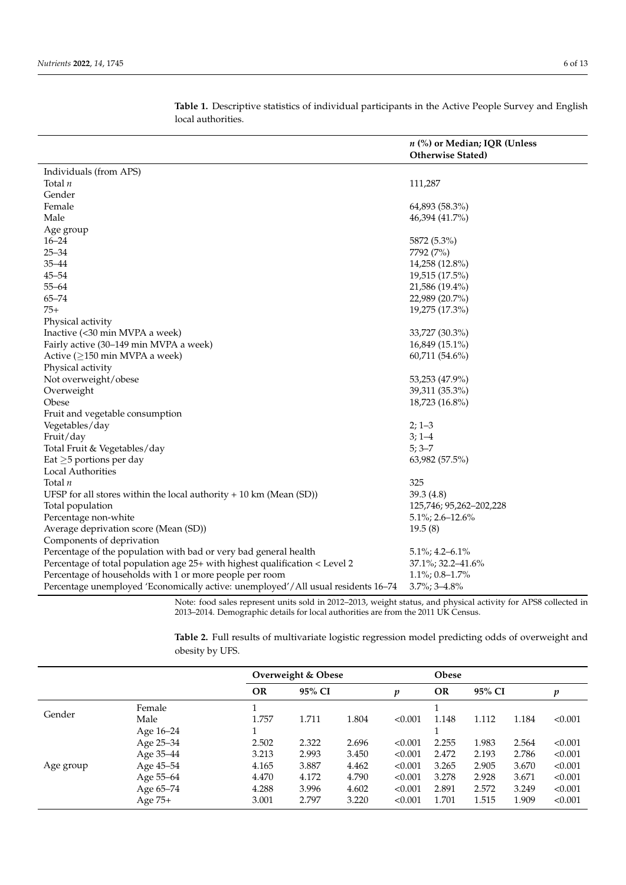**Table 1.** Descriptive statistics of individual participants in the Active People Survey and English local authorities.

| | *n* (%) or Median; IQR (Unless Otherwise Stated) |
|---|---|
| Individuals (from APS) | |
| Total *n* | 111,287 |
| Gender | |
| Female | 64,893 (58.3%) |
| Male | 46,394 (41.7%) |
| Age group | |
| 16–24 | 5872 (5.3%) |
| 25–34 | 7792 (7%) |
| 35–44 | 14,258 (12.8%) |
| 45–54 | 19,515 (17.5%) |
| 55–64 | 21,586 (19.4%) |
| 65–74 | 22,989 (20.7%) |
| 75+ | 19,275 (17.3%) |
| Physical activity | |
| Inactive (<30 min MVPA a week) | 33,727 (30.3%) |
| Fairly active (30–149 min MVPA a week) | 16,849 (15.1%) |
| Active (≥150 min MVPA a week) | 60,711 (54.6%) |
| Physical activity | |
| Not overweight/obese | 53,253 (47.9%) |
| Overweight | 39,311 (35.3%) |
| Obese | 18,723 (16.8%) |
| Fruit and vegetable consumption | |
| Vegetables/day | 2; 1–3 |
| Fruit/day | 3; 1–4 |
| Total Fruit & Vegetables/day | 5; 3–7 |
| Eat ≥5 portions per day | 63,982 (57.5%) |
| Local Authorities | |
| Total *n* | 325 |
| UFSP for all stores within the local authority + 10 km (Mean (SD)) | 39.3 (4.8) |
| Total population | 125,746; 95,262–202,228 |
| Percentage non-white | 5.1%; 2.6–12.6% |
| Average deprivation score (Mean (SD)) | 19.5 (8) |
| Components of deprivation | |
| Percentage of the population with bad or very bad general health | 5.1%; 4.2–6.1% |
| Percentage of total population age 25+ with highest qualification < Level 2 | 37.1%; 32.2–41.6% |
| Percentage of households with 1 or more people per room | 1.1%; 0.8–1.7% |
| Percentage unemployed 'Economically active: unemployed'/All usual residents 16–74 | 3.7%; 3–4.8% |

Note: food sales represent units sold in 2012–2013, weight status, and physical activity for APS8 collected in 2013–2014. Demographic details for local authorities are from the 2011 UK Census.

**Table 2.** Full results of multivariate logistic regression model predicting odds of overweight and obesity by UFS.

| | | Overweight & Obese | | | | Obese | | | |
|---|---|---|---|---|---|---|---|---|---|
| | | **OR** | **95% CI** | | ***p*** | **OR** | **95% CI** | | ***p*** |
| Gender | Female | 1 | | | | 1 | | | |
| | Male | 1.757 | 1.711 | 1.804 | <0.001 | 1.148 | 1.112 | 1.184 | <0.001 |
| Age group | Age 16–24 | 1 | | | | 1 | | | |
| | Age 25–34 | 2.502 | 2.322 | 2.696 | <0.001 | 2.255 | 1.983 | 2.564 | <0.001 |
| | Age 35–44 | 3.213 | 2.993 | 3.450 | <0.001 | 2.472 | 2.193 | 2.786 | <0.001 |
| | Age 45–54 | 4.165 | 3.887 | 4.462 | <0.001 | 3.265 | 2.905 | 3.670 | <0.001 |
| | Age 55–64 | 4.470 | 4.172 | 4.790 | <0.001 | 3.278 | 2.928 | 3.671 | <0.001 |
| | Age 65–74 | 4.288 | 3.996 | 4.602 | <0.001 | 2.891 | 2.572 | 3.249 | <0.001 |
| | Age 75+ | 3.001 | 2.797 | 3.220 | <0.001 | 1.701 | 1.515 | 1.909 | <0.001 |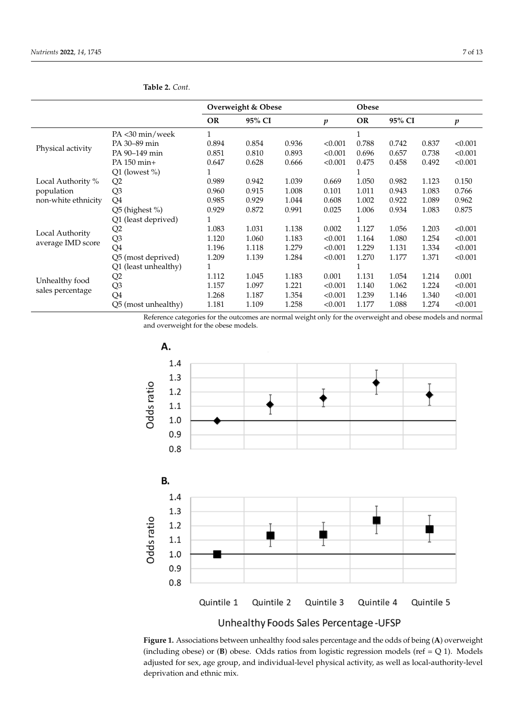**Table 2.** *Cont.*

| | | Overweight & Obese | | | | Obese | | | |
|---|---|---|---|---|---|---|---|---|---|
| | | OR | 95% CI | | $p$ | OR | 95% CI | | $p$ |
| Physical activity | PA <30 min/week | 1 | | | | 1 | | | |
| | PA 30–89 min | 0.894 | 0.854 | 0.936 | <0.001 | 0.788 | 0.742 | 0.837 | <0.001 |
| | PA 90–149 min | 0.851 | 0.810 | 0.893 | <0.001 | 0.696 | 0.657 | 0.738 | <0.001 |
| | PA 150 min+ | 0.647 | 0.628 | 0.666 | <0.001 | 0.475 | 0.458 | 0.492 | <0.001 |
| Local Authority % population non-white ethnicity | Q1 (lowest %) | 1 | | | | 1 | | | |
| | Q2 | 0.989 | 0.942 | 1.039 | 0.669 | 1.050 | 0.982 | 1.123 | 0.150 |
| | Q3 | 0.960 | 0.915 | 1.008 | 0.101 | 1.011 | 0.943 | 1.083 | 0.766 |
| | Q4 | 0.985 | 0.929 | 1.044 | 0.608 | 1.002 | 0.922 | 1.089 | 0.962 |
| | Q5 (highest %) | 0.929 | 0.872 | 0.991 | 0.025 | 1.006 | 0.934 | 1.083 | 0.875 |
| Local Authority average IMD score | Q1 (least deprived) | 1 | | | | 1 | | | |
| | Q2 | 1.083 | 1.031 | 1.138 | 0.002 | 1.127 | 1.056 | 1.203 | <0.001 |
| | Q3 | 1.120 | 1.060 | 1.183 | <0.001 | 1.164 | 1.080 | 1.254 | <0.001 |
| | Q4 | 1.196 | 1.118 | 1.279 | <0.001 | 1.229 | 1.131 | 1.334 | <0.001 |
| | Q5 (most deprived) | 1.209 | 1.139 | 1.284 | <0.001 | 1.270 | 1.177 | 1.371 | <0.001 |
| Unhealthy food sales percentage | Q1 (least unhealthy) | 1 | | | | 1 | | | |
| | Q2 | 1.112 | 1.045 | 1.183 | 0.001 | 1.131 | 1.054 | 1.214 | 0.001 |
| | Q3 | 1.157 | 1.097 | 1.221 | <0.001 | 1.140 | 1.062 | 1.224 | <0.001 |
| | Q4 | 1.268 | 1.187 | 1.354 | <0.001 | 1.239 | 1.146 | 1.340 | <0.001 |
| | Q5 (most unhealthy) | 1.181 | 1.109 | 1.258 | <0.001 | 1.177 | 1.088 | 1.274 | <0.001 |

Reference categories for the outcomes are normal weight only for the overweight and obese models and normal and overweight for the obese models.

**Figure 1.** Associations between unhealthy food sales percentage and the odds of being (**A**) overweight (including obese) or (**B**) obese. Odds ratios from logistic regression models (ref = Q 1). Models adjusted for sex, age group, and individual-level physical activity, as well as local-authority-level deprivation and ethnic mix.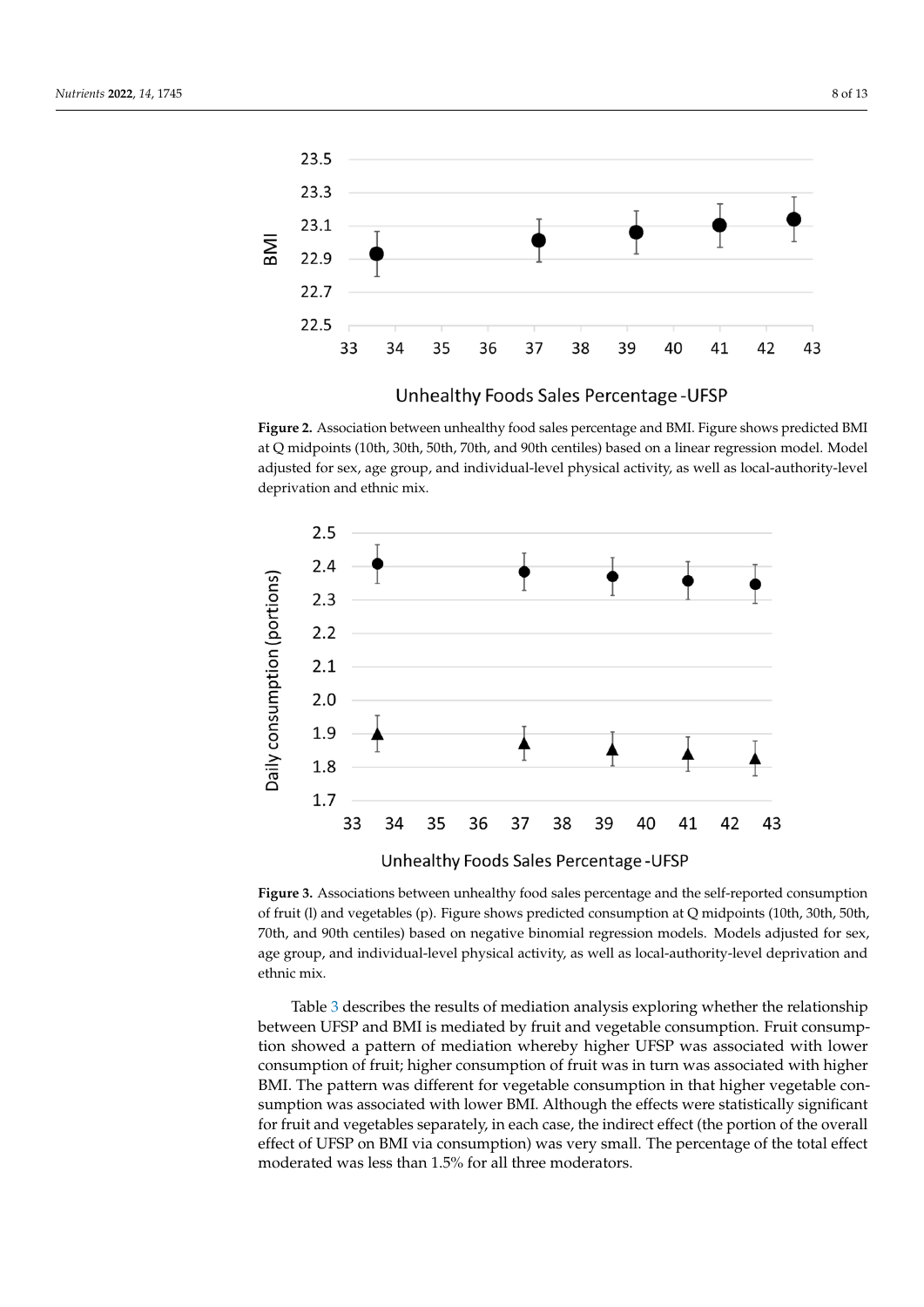**Figure 2.** Association between unhealthy food sales percentage and BMI. Figure shows predicted BMI at Q midpoints (10th, 30th, 50th, 70th, and 90th centiles) based on a linear regression model. Model adjusted for sex, age group, and individual-level physical activity, as well as local-authority-level deprivation and ethnic mix.

**Figure 3.** Associations between unhealthy food sales percentage and the self-reported consumption of fruit (l) and vegetables (p). Figure shows predicted consumption at Q midpoints (10th, 30th, 50th, 70th, and 90th centiles) based on negative binomial regression models. Models adjusted for sex, age group, and individual-level physical activity, as well as local-authority-level deprivation and ethnic mix.

Table 3 describes the results of mediation analysis exploring whether the relationship between UFSP and BMI is mediated by fruit and vegetable consumption. Fruit consumption showed a pattern of mediation whereby higher UFSP was associated with lower consumption of fruit; higher consumption of fruit was in turn was associated with higher BMI. The pattern was different for vegetable consumption in that higher vegetable consumption was associated with lower BMI. Although the effects were statistically significant for fruit and vegetables separately, in each case, the indirect effect (the portion of the overall effect of UFSP on BMI via consumption) was very small. The percentage of the total effect moderated was less than 1.5% for all three moderators.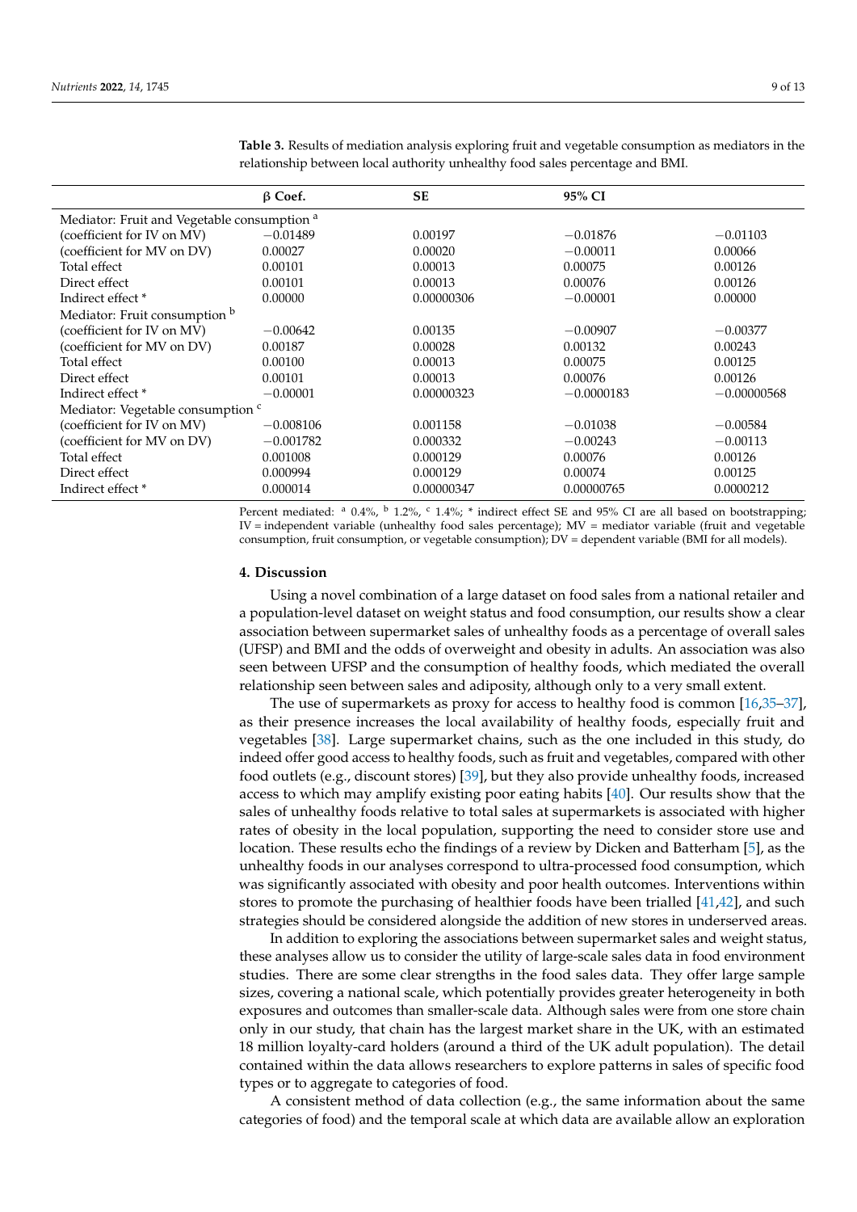**Table 3.** Results of mediation analysis exploring fruit and vegetable consumption as mediators in the relationship between local authority unhealthy food sales percentage and BMI.

| | β Coef. | SE | 95% CI | |
|---|---|---|---|---|
| Mediator: Fruit and Vegetable consumption [a] | | | | |
| (coefficient for IV on MV) | −0.01489 | 0.00197 | −0.01876 | −0.01103 |
| (coefficient for MV on DV) | 0.00027 | 0.00020 | −0.00011 | 0.00066 |
| Total effect | 0.00101 | 0.00013 | 0.00075 | 0.00126 |
| Direct effect | 0.00101 | 0.00013 | 0.00076 | 0.00126 |
| Indirect effect * | 0.00000 | 0.00000306 | −0.00001 | 0.00000 |
| Mediator: Fruit consumption [b] | | | | |
| (coefficient for IV on MV) | −0.00642 | 0.00135 | −0.00907 | −0.00377 |
| (coefficient for MV on DV) | 0.00187 | 0.00028 | 0.00132 | 0.00243 |
| Total effect | 0.00100 | 0.00013 | 0.00075 | 0.00125 |
| Direct effect | 0.00101 | 0.00013 | 0.00076 | 0.00126 |
| Indirect effect * | −0.00001 | 0.00000323 | −0.0000183 | −0.00000568 |
| Mediator: Vegetable consumption [c] | | | | |
| (coefficient for IV on MV) | −0.008106 | 0.001158 | −0.01038 | −0.00584 |
| (coefficient for MV on DV) | −0.001782 | 0.000332 | −0.00243 | −0.00113 |
| Total effect | 0.001008 | 0.000129 | 0.00076 | 0.00126 |
| Direct effect | 0.000994 | 0.000129 | 0.00074 | 0.00125 |
| Indirect effect * | 0.000014 | 0.00000347 | 0.00000765 | 0.0000212 |

Percent mediated: [a] 0.4%, [b] 1.2%, [c] 1.4%; * indirect effect SE and 95% CI are all based on bootstrapping; IV = independent variable (unhealthy food sales percentage); MV = mediator variable (fruit and vegetable consumption, fruit consumption, or vegetable consumption); DV = dependent variable (BMI for all models).

## 4. Discussion

Using a novel combination of a large dataset on food sales from a national retailer and a population-level dataset on weight status and food consumption, our results show a clear association between supermarket sales of unhealthy foods as a percentage of overall sales (UFSP) and BMI and the odds of overweight and obesity in adults. An association was also seen between UFSP and the consumption of healthy foods, which mediated the overall relationship seen between sales and adiposity, although only to a very small extent.

The use of supermarkets as proxy for access to healthy food is common [16,35–37], as their presence increases the local availability of healthy foods, especially fruit and vegetables [38]. Large supermarket chains, such as the one included in this study, do indeed offer good access to healthy foods, such as fruit and vegetables, compared with other food outlets (e.g., discount stores) [39], but they also provide unhealthy foods, increased access to which may amplify existing poor eating habits [40]. Our results show that the sales of unhealthy foods relative to total sales at supermarkets is associated with higher rates of obesity in the local population, supporting the need to consider store use and location. These results echo the findings of a review by Dicken and Batterham [5], as the unhealthy foods in our analyses correspond to ultra-processed food consumption, which was significantly associated with obesity and poor health outcomes. Interventions within stores to promote the purchasing of healthier foods have been trialled [41,42], and such strategies should be considered alongside the addition of new stores in underserved areas.

In addition to exploring the associations between supermarket sales and weight status, these analyses allow us to consider the utility of large-scale sales data in food environment studies. There are some clear strengths in the food sales data. They offer large sample sizes, covering a national scale, which potentially provides greater heterogeneity in both exposures and outcomes than smaller-scale data. Although sales were from one store chain only in our study, that chain has the largest market share in the UK, with an estimated 18 million loyalty-card holders (around a third of the UK adult population). The detail contained within the data allows researchers to explore patterns in sales of specific food types or to aggregate to categories of food.

A consistent method of data collection (e.g., the same information about the same categories of food) and the temporal scale at which data are available allow an exploration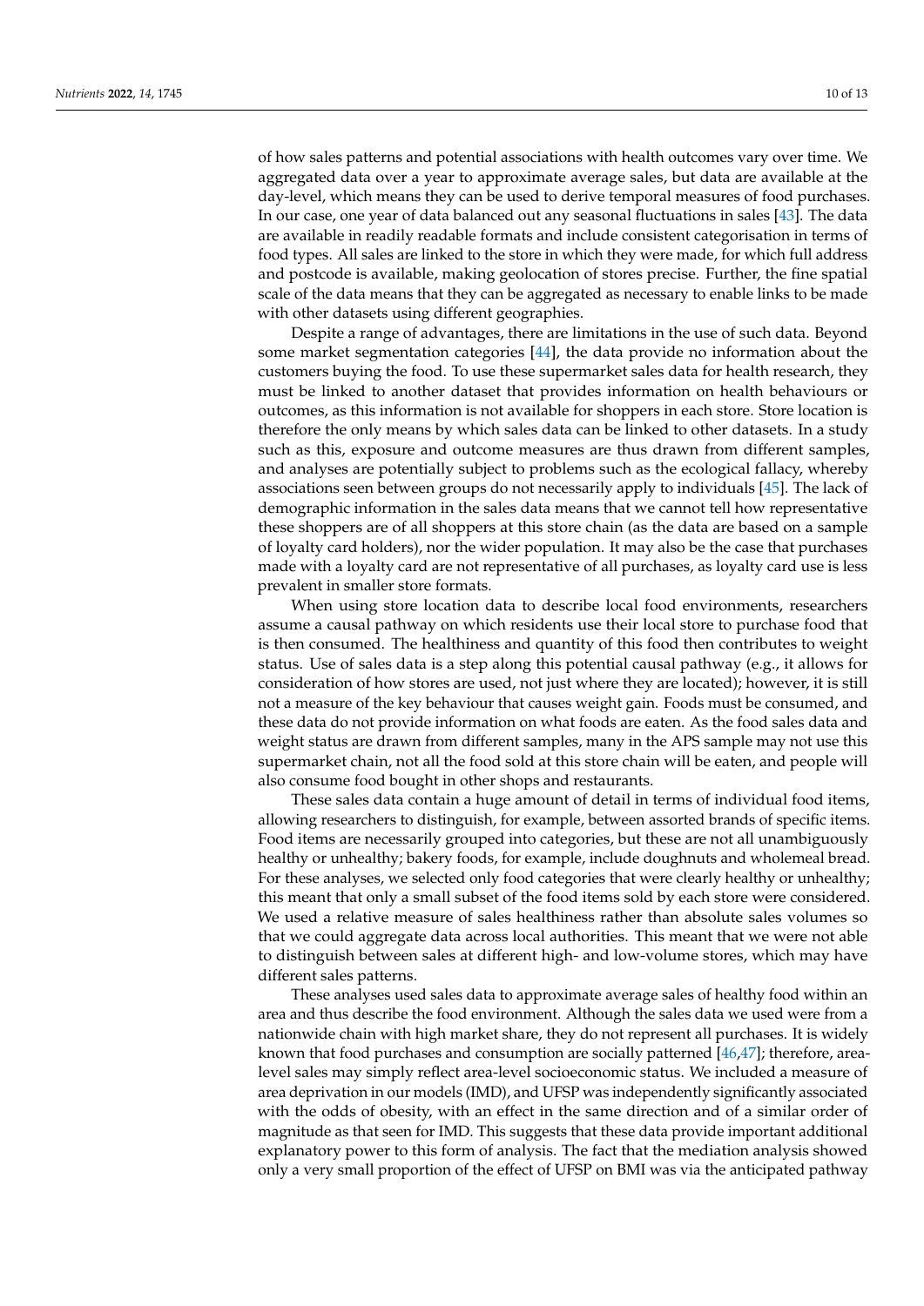of how sales patterns and potential associations with health outcomes vary over time. We aggregated data over a year to approximate average sales, but data are available at the day-level, which means they can be used to derive temporal measures of food purchases. In our case, one year of data balanced out any seasonal fluctuations in sales [43]. The data are available in readily readable formats and include consistent categorisation in terms of food types. All sales are linked to the store in which they were made, for which full address and postcode is available, making geolocation of stores precise. Further, the fine spatial scale of the data means that they can be aggregated as necessary to enable links to be made with other datasets using different geographies.

Despite a range of advantages, there are limitations in the use of such data. Beyond some market segmentation categories [44], the data provide no information about the customers buying the food. To use these supermarket sales data for health research, they must be linked to another dataset that provides information on health behaviours or outcomes, as this information is not available for shoppers in each store. Store location is therefore the only means by which sales data can be linked to other datasets. In a study such as this, exposure and outcome measures are thus drawn from different samples, and analyses are potentially subject to problems such as the ecological fallacy, whereby associations seen between groups do not necessarily apply to individuals [45]. The lack of demographic information in the sales data means that we cannot tell how representative these shoppers are of all shoppers at this store chain (as the data are based on a sample of loyalty card holders), nor the wider population. It may also be the case that purchases made with a loyalty card are not representative of all purchases, as loyalty card use is less prevalent in smaller store formats.

When using store location data to describe local food environments, researchers assume a causal pathway on which residents use their local store to purchase food that is then consumed. The healthiness and quantity of this food then contributes to weight status. Use of sales data is a step along this potential causal pathway (e.g., it allows for consideration of how stores are used, not just where they are located); however, it is still not a measure of the key behaviour that causes weight gain. Foods must be consumed, and these data do not provide information on what foods are eaten. As the food sales data and weight status are drawn from different samples, many in the APS sample may not use this supermarket chain, not all the food sold at this store chain will be eaten, and people will also consume food bought in other shops and restaurants.

These sales data contain a huge amount of detail in terms of individual food items, allowing researchers to distinguish, for example, between assorted brands of specific items. Food items are necessarily grouped into categories, but these are not all unambiguously healthy or unhealthy; bakery foods, for example, include doughnuts and wholemeal bread. For these analyses, we selected only food categories that were clearly healthy or unhealthy; this meant that only a small subset of the food items sold by each store were considered. We used a relative measure of sales healthiness rather than absolute sales volumes so that we could aggregate data across local authorities. This meant that we were not able to distinguish between sales at different high- and low-volume stores, which may have different sales patterns.

These analyses used sales data to approximate average sales of healthy food within an area and thus describe the food environment. Although the sales data we used were from a nationwide chain with high market share, they do not represent all purchases. It is widely known that food purchases and consumption are socially patterned [46,47]; therefore, area-level sales may simply reflect area-level socioeconomic status. We included a measure of area deprivation in our models (IMD), and UFSP was independently significantly associated with the odds of obesity, with an effect in the same direction and of a similar order of magnitude as that seen for IMD. This suggests that these data provide important additional explanatory power to this form of analysis. The fact that the mediation analysis showed only a very small proportion of the effect of UFSP on BMI was via the anticipated pathway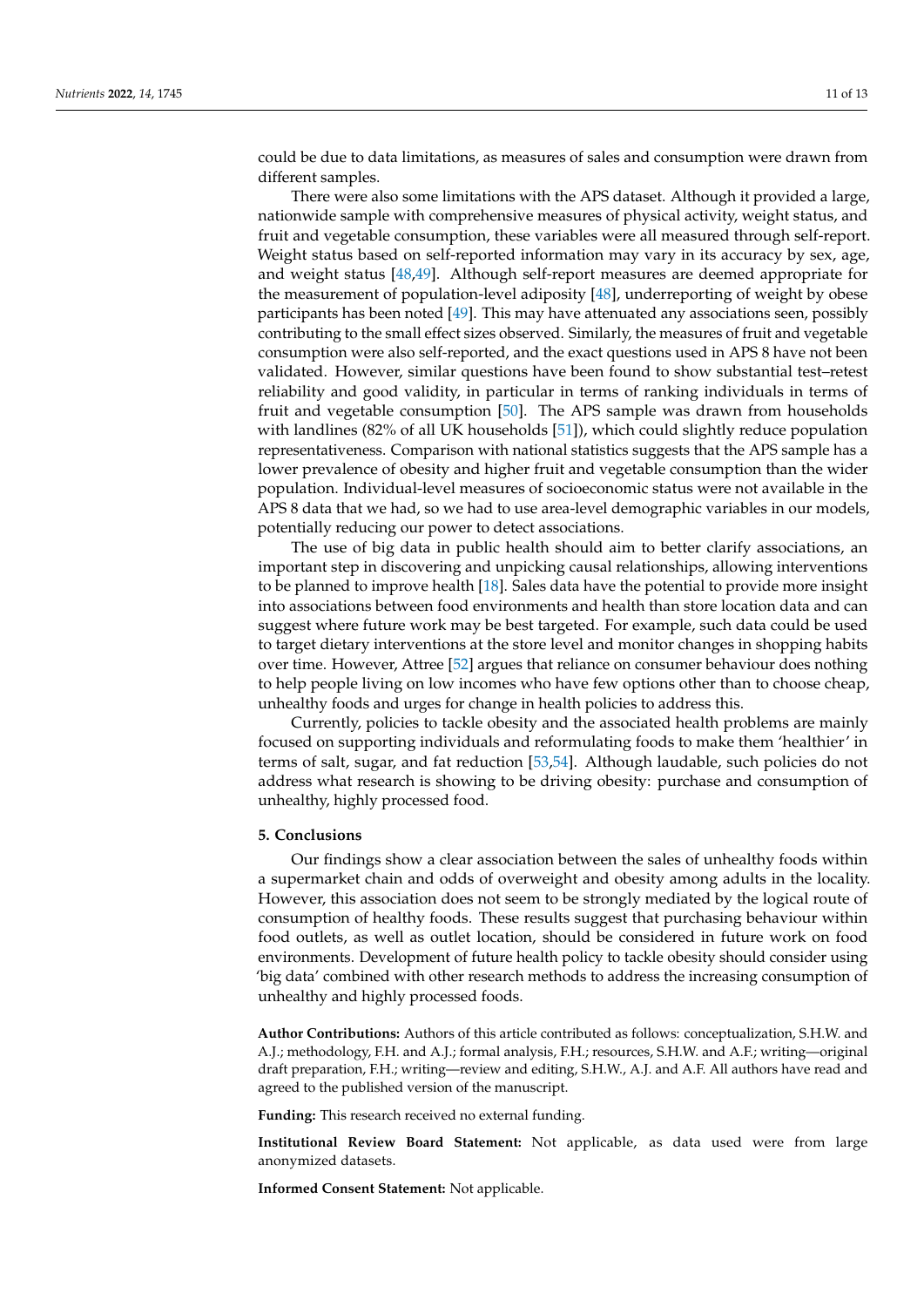could be due to data limitations, as measures of sales and consumption were drawn from different samples.

There were also some limitations with the APS dataset. Although it provided a large, nationwide sample with comprehensive measures of physical activity, weight status, and fruit and vegetable consumption, these variables were all measured through self-report. Weight status based on self-reported information may vary in its accuracy by sex, age, and weight status [48,49]. Although self-report measures are deemed appropriate for the measurement of population-level adiposity [48], underreporting of weight by obese participants has been noted [49]. This may have attenuated any associations seen, possibly contributing to the small effect sizes observed. Similarly, the measures of fruit and vegetable consumption were also self-reported, and the exact questions used in APS 8 have not been validated. However, similar questions have been found to show substantial test–retest reliability and good validity, in particular in terms of ranking individuals in terms of fruit and vegetable consumption [50]. The APS sample was drawn from households with landlines (82% of all UK households [51]), which could slightly reduce population representativeness. Comparison with national statistics suggests that the APS sample has a lower prevalence of obesity and higher fruit and vegetable consumption than the wider population. Individual-level measures of socioeconomic status were not available in the APS 8 data that we had, so we had to use area-level demographic variables in our models, potentially reducing our power to detect associations.

The use of big data in public health should aim to better clarify associations, an important step in discovering and unpicking causal relationships, allowing interventions to be planned to improve health [18]. Sales data have the potential to provide more insight into associations between food environments and health than store location data and can suggest where future work may be best targeted. For example, such data could be used to target dietary interventions at the store level and monitor changes in shopping habits over time. However, Attree [52] argues that reliance on consumer behaviour does nothing to help people living on low incomes who have few options other than to choose cheap, unhealthy foods and urges for change in health policies to address this.

Currently, policies to tackle obesity and the associated health problems are mainly focused on supporting individuals and reformulating foods to make them 'healthier' in terms of salt, sugar, and fat reduction [53,54]. Although laudable, such policies do not address what research is showing to be driving obesity: purchase and consumption of unhealthy, highly processed food.

## 5. Conclusions

Our findings show a clear association between the sales of unhealthy foods within a supermarket chain and odds of overweight and obesity among adults in the locality. However, this association does not seem to be strongly mediated by the logical route of consumption of healthy foods. These results suggest that purchasing behaviour within food outlets, as well as outlet location, should be considered in future work on food environments. Development of future health policy to tackle obesity should consider using 'big data' combined with other research methods to address the increasing consumption of unhealthy and highly processed foods.

**Author Contributions:** Authors of this article contributed as follows: conceptualization, S.H.W. and A.J.; methodology, F.H. and A.J.; formal analysis, F.H.; resources, S.H.W. and A.F.; writing—original draft preparation, F.H.; writing—review and editing, S.H.W., A.J. and A.F. All authors have read and agreed to the published version of the manuscript.

**Funding:** This research received no external funding.

**Institutional Review Board Statement:** Not applicable, as data used were from large anonymized datasets.

**Informed Consent Statement:** Not applicable.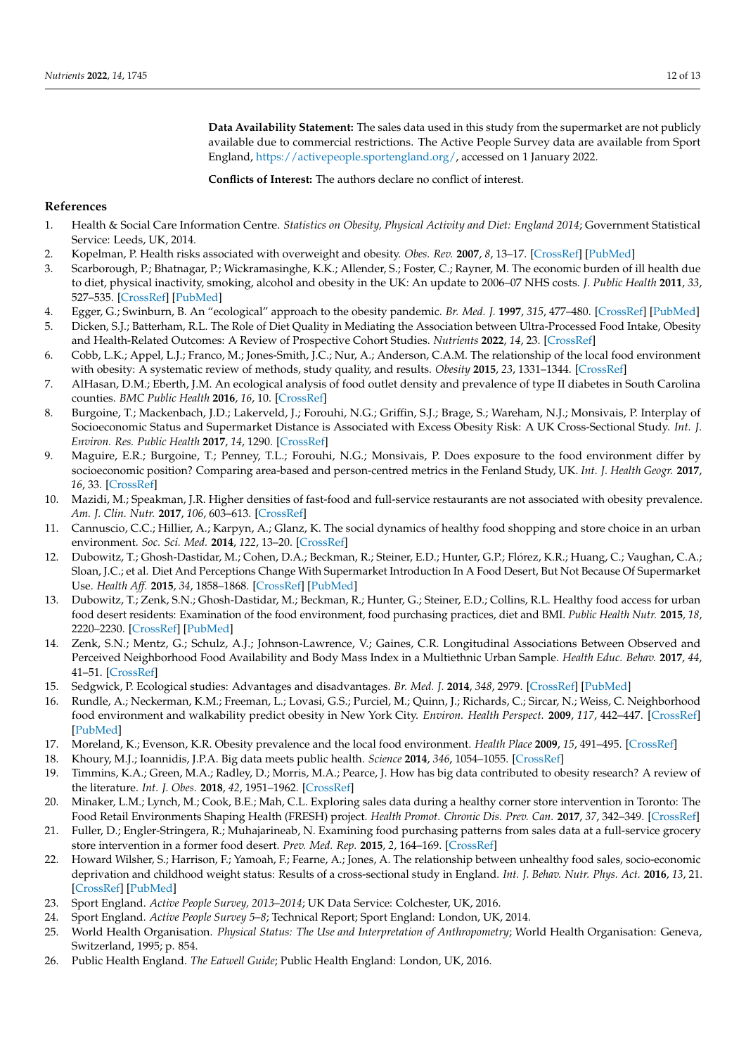**Data Availability Statement:** The sales data used in this study from the supermarket are not publicly available due to commercial restrictions. The Active People Survey data are available from Sport England, https://activepeople.sportengland.org/, accessed on 1 January 2022.

**Conflicts of Interest:** The authors declare no conflict of interest.

## References

1. Health & Social Care Information Centre. *Statistics on Obesity, Physical Activity and Diet: England 2014*; Government Statistical Service: Leeds, UK, 2014.
2. Kopelman, P. Health risks associated with overweight and obesity. *Obes. Rev.* **2007**, *8*, 13–17. [CrossRef] [PubMed]
3. Scarborough, P.; Bhatnagar, P.; Wickramasinghe, K.K.; Allender, S.; Foster, C.; Rayner, M. The economic burden of ill health due to diet, physical inactivity, smoking, alcohol and obesity in the UK: An update to 2006–07 NHS costs. *J. Public Health* **2011**, *33*, 527–535. [CrossRef] [PubMed]
4. Egger, G.; Swinburn, B. An "ecological" approach to the obesity pandemic. *Br. Med. J.* **1997**, *315*, 477–480. [CrossRef] [PubMed]
5. Dicken, S.J.; Batterham, R.L. The Role of Diet Quality in Mediating the Association between Ultra-Processed Food Intake, Obesity and Health-Related Outcomes: A Review of Prospective Cohort Studies. *Nutrients* **2022**, *14*, 23. [CrossRef]
6. Cobb, L.K.; Appel, L.J.; Franco, M.; Jones-Smith, J.C.; Nur, A.; Anderson, C.A.M. The relationship of the local food environment with obesity: A systematic review of methods, study quality, and results. *Obesity* **2015**, *23*, 1331–1344. [CrossRef]
7. AlHasan, D.M.; Eberth, J.M. An ecological analysis of food outlet density and prevalence of type II diabetes in South Carolina counties. *BMC Public Health* **2016**, *16*, 10. [CrossRef]
8. Burgoine, T.; Mackenbach, J.D.; Lakerveld, J.; Forouhi, N.G.; Griffin, S.J.; Brage, S.; Wareham, N.J.; Monsivais, P. Interplay of Socioeconomic Status and Supermarket Distance is Associated with Excess Obesity Risk: A UK Cross-Sectional Study. *Int. J. Environ. Res. Public Health* **2017**, *14*, 1290. [CrossRef]
9. Maguire, E.R.; Burgoine, T.; Penney, T.L.; Forouhi, N.G.; Monsivais, P. Does exposure to the food environment differ by socioeconomic position? Comparing area-based and person-centred metrics in the Fenland Study, UK. *Int. J. Health Geogr.* **2017**, *16*, 33. [CrossRef]
10. Mazidi, M.; Speakman, J.R. Higher densities of fast-food and full-service restaurants are not associated with obesity prevalence. *Am. J. Clin. Nutr.* **2017**, *106*, 603–613. [CrossRef]
11. Cannuscio, C.C.; Hillier, A.; Karpyn, A.; Glanz, K. The social dynamics of healthy food shopping and store choice in an urban environment. *Soc. Sci. Med.* **2014**, *122*, 13–20. [CrossRef]
12. Dubowitz, T.; Ghosh-Dastidar, M.; Cohen, D.A.; Beckman, R.; Steiner, E.D.; Hunter, G.P.; Flórez, K.R.; Huang, C.; Vaughan, C.A.; Sloan, J.C.; et al. Diet And Perceptions Change With Supermarket Introduction In A Food Desert, But Not Because Of Supermarket Use. *Health Aff.* **2015**, *34*, 1858–1868. [CrossRef] [PubMed]
13. Dubowitz, T.; Zenk, S.N.; Ghosh-Dastidar, M.; Beckman, R.; Hunter, G.; Steiner, E.D.; Collins, R.L. Healthy food access for urban food desert residents: Examination of the food environment, food purchasing practices, diet and BMI. *Public Health Nutr.* **2015**, *18*, 2220–2230. [CrossRef] [PubMed]
14. Zenk, S.N.; Mentz, G.; Schulz, A.J.; Johnson-Lawrence, V.; Gaines, C.R. Longitudinal Associations Between Observed and Perceived Neighborhood Food Availability and Body Mass Index in a Multiethnic Urban Sample. *Health Educ. Behav.* **2017**, *44*, 41–51. [CrossRef]
15. Sedgwick, P. Ecological studies: Advantages and disadvantages. *Br. Med. J.* **2014**, *348*, 2979. [CrossRef] [PubMed]
16. Rundle, A.; Neckerman, K.M.; Freeman, L.; Lovasi, G.S.; Purciel, M.; Quinn, J.; Richards, C.; Sircar, N.; Weiss, C. Neighborhood food environment and walkability predict obesity in New York City. *Environ. Health Perspect.* **2009**, *117*, 442–447. [CrossRef] [PubMed]
17. Moreland, K.; Evenson, K.R. Obesity prevalence and the local food environment. *Health Place* **2009**, *15*, 491–495. [CrossRef]
18. Khoury, M.J.; Ioannidis, J.P.A. Big data meets public health. *Science* **2014**, *346*, 1054–1055. [CrossRef]
19. Timmins, K.A.; Green, M.A.; Radley, D.; Morris, M.A.; Pearce, J. How has big data contributed to obesity research? A review of the literature. *Int. J. Obes.* **2018**, *42*, 1951–1962. [CrossRef]
20. Minaker, L.M.; Lynch, M.; Cook, B.E.; Mah, C.L. Exploring sales data during a healthy corner store intervention in Toronto: The Food Retail Environments Shaping Health (FRESH) project. *Health Promot. Chronic Dis. Prev. Can.* **2017**, *37*, 342–349. [CrossRef]
21. Fuller, D.; Engler-Stringera, R.; Muhajarineab, N. Examining food purchasing patterns from sales data at a full-service grocery store intervention in a former food desert. *Prev. Med. Rep.* **2015**, *2*, 164–169. [CrossRef]
22. Howard Wilsher, S.; Harrison, F.; Yamoah, F.; Fearne, A.; Jones, A. The relationship between unhealthy food sales, socio-economic deprivation and childhood weight status: Results of a cross-sectional study in England. *Int. J. Behav. Nutr. Phys. Act.* **2016**, *13*, 21. [CrossRef] [PubMed]
23. Sport England. *Active People Survey, 2013–2014*; UK Data Service: Colchester, UK, 2016.
24. Sport England. *Active People Survey 5–8*; Technical Report; Sport England: London, UK, 2014.
25. World Health Organisation. *Physical Status: The Use and Interpretation of Anthropometry*; World Health Organisation: Geneva, Switzerland, 1995; p. 854.
26. Public Health England. *The Eatwell Guide*; Public Health England: London, UK, 2016.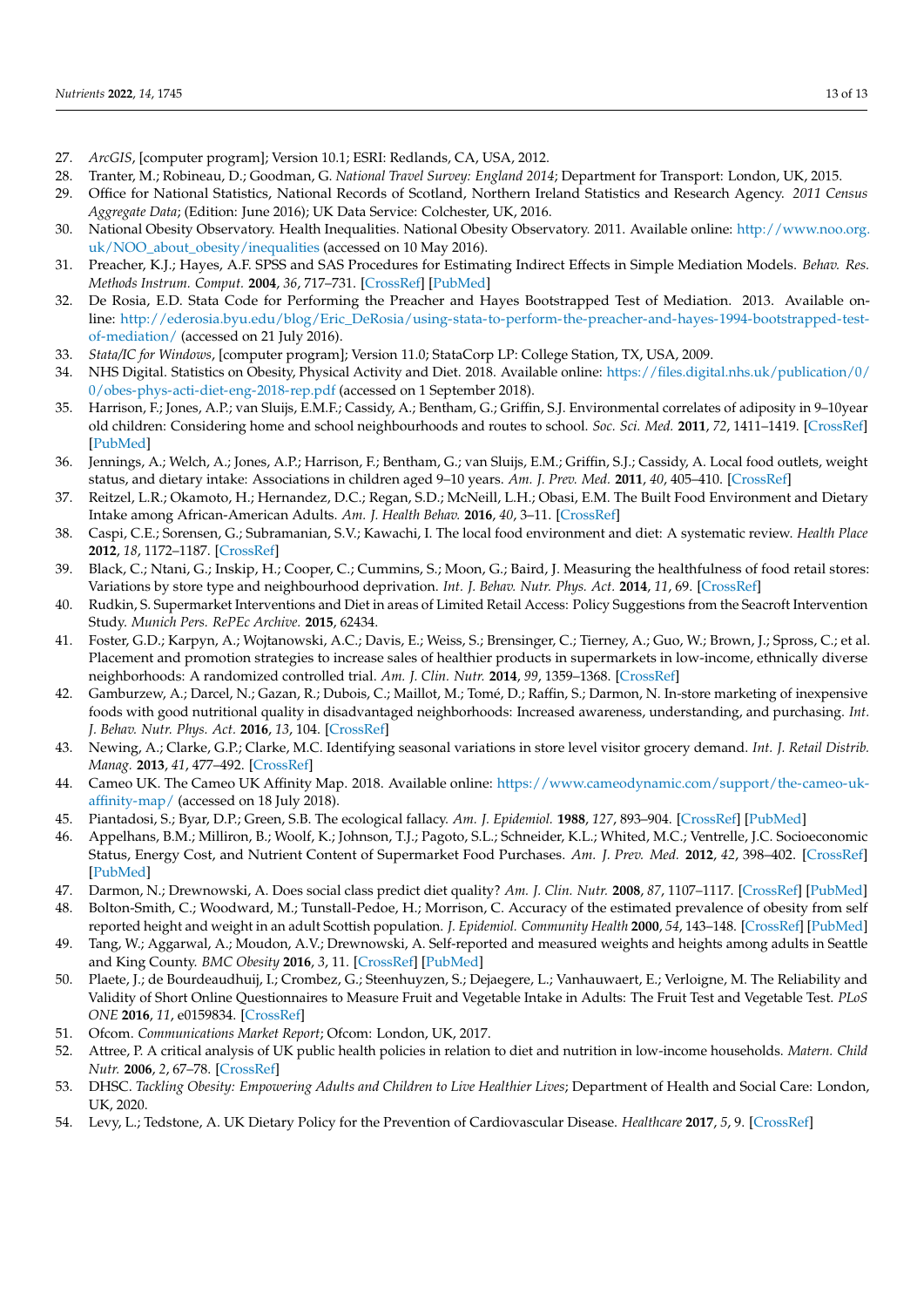27. *ArcGIS*, [computer program]; Version 10.1; ESRI: Redlands, CA, USA, 2012.
28. Tranter, M.; Robineau, D.; Goodman, G. *National Travel Survey: England 2014*; Department for Transport: London, UK, 2015.
29. Office for National Statistics, National Records of Scotland, Northern Ireland Statistics and Research Agency. *2011 Census Aggregate Data*; (Edition: June 2016); UK Data Service: Colchester, UK, 2016.
30. National Obesity Observatory. Health Inequalities. National Obesity Observatory. 2011. Available online: http://www.noo.org.uk/NOO_about_obesity/inequalities (accessed on 10 May 2016).
31. Preacher, K.J.; Hayes, A.F. SPSS and SAS Procedures for Estimating Indirect Effects in Simple Mediation Models. *Behav. Res. Methods Instrum. Comput.* **2004**, *36*, 717–731. [CrossRef] [PubMed]
32. De Rosia, E.D. Stata Code for Performing the Preacher and Hayes Bootstrapped Test of Mediation. 2013. Available online: http://ederosia.byu.edu/blog/Eric_DeRosia/using-stata-to-perform-the-preacher-and-hayes-1994-bootstrapped-test-of-mediation/ (accessed on 21 July 2016).
33. *Stata/IC for Windows*, [computer program]; Version 11.0; StataCorp LP: College Station, TX, USA, 2009.
34. NHS Digital. Statistics on Obesity, Physical Activity and Diet. 2018. Available online: https://files.digital.nhs.uk/publication/0/0/obes-phys-acti-diet-eng-2018-rep.pdf (accessed on 1 September 2018).
35. Harrison, F.; Jones, A.P.; van Sluijs, E.M.F.; Cassidy, A.; Bentham, G.; Griffin, S.J. Environmental correlates of adiposity in 9–10year old children: Considering home and school neighbourhoods and routes to school. *Soc. Sci. Med.* **2011**, *72*, 1411–1419. [CrossRef] [PubMed]
36. Jennings, A.; Welch, A.; Jones, A.P.; Harrison, F.; Bentham, G.; van Sluijs, E.M.; Griffin, S.J.; Cassidy, A. Local food outlets, weight status, and dietary intake: Associations in children aged 9–10 years. *Am. J. Prev. Med.* **2011**, *40*, 405–410. [CrossRef]
37. Reitzel, L.R.; Okamoto, H.; Hernandez, D.C.; Regan, S.D.; McNeill, L.H.; Obasi, E.M. The Built Food Environment and Dietary Intake among African-American Adults. *Am. J. Health Behav.* **2016**, *40*, 3–11. [CrossRef]
38. Caspi, C.E.; Sorensen, G.; Subramanian, S.V.; Kawachi, I. The local food environment and diet: A systematic review. *Health Place* **2012**, *18*, 1172–1187. [CrossRef]
39. Black, C.; Ntani, G.; Inskip, H.; Cooper, C.; Cummins, S.; Moon, G.; Baird, J. Measuring the healthfulness of food retail stores: Variations by store type and neighbourhood deprivation. *Int. J. Behav. Nutr. Phys. Act.* **2014**, *11*, 69. [CrossRef]
40. Rudkin, S. Supermarket Interventions and Diet in areas of Limited Retail Access: Policy Suggestions from the Seacroft Intervention Study. *Munich Pers. RePEc Archive.* **2015**, 62434.
41. Foster, G.D.; Karpyn, A.; Wojtanowski, A.C.; Davis, E.; Weiss, S.; Brensinger, C.; Tierney, A.; Guo, W.; Brown, J.; Spross, C.; et al. Placement and promotion strategies to increase sales of healthier products in supermarkets in low-income, ethnically diverse neighborhoods: A randomized controlled trial. *Am. J. Clin. Nutr.* **2014**, *99*, 1359–1368. [CrossRef]
42. Gamburzew, A.; Darcel, N.; Gazan, R.; Dubois, C.; Maillot, M.; Tomé, D.; Raffin, S.; Darmon, N. In-store marketing of inexpensive foods with good nutritional quality in disadvantaged neighborhoods: Increased awareness, understanding, and purchasing. *Int. J. Behav. Nutr. Phys. Act.* **2016**, *13*, 104. [CrossRef]
43. Newing, A.; Clarke, G.P.; Clarke, M.C. Identifying seasonal variations in store level visitor grocery demand. *Int. J. Retail Distrib. Manag.* **2013**, *41*, 477–492. [CrossRef]
44. Cameo UK. The Cameo UK Affinity Map. 2018. Available online: https://www.cameodynamic.com/support/the-cameo-uk-affinity-map/ (accessed on 18 July 2018).
45. Piantadosi, S.; Byar, D.P.; Green, S.B. The ecological fallacy. *Am. J. Epidemiol.* **1988**, *127*, 893–904. [CrossRef] [PubMed]
46. Appelhans, B.M.; Milliron, B.; Woolf, K.; Johnson, T.J.; Pagoto, S.L.; Schneider, K.L.; Whited, M.C.; Ventrelle, J.C. Socioeconomic Status, Energy Cost, and Nutrient Content of Supermarket Food Purchases. *Am. J. Prev. Med.* **2012**, *42*, 398–402. [CrossRef] [PubMed]
47. Darmon, N.; Drewnowski, A. Does social class predict diet quality? *Am. J. Clin. Nutr.* **2008**, *87*, 1107–1117. [CrossRef] [PubMed]
48. Bolton-Smith, C.; Woodward, M.; Tunstall-Pedoe, H.; Morrison, C. Accuracy of the estimated prevalence of obesity from self reported height and weight in an adult Scottish population. *J. Epidemiol. Community Health* **2000**, *54*, 143–148. [CrossRef] [PubMed]
49. Tang, W.; Aggarwal, A.; Moudon, A.V.; Drewnowski, A. Self-reported and measured weights and heights among adults in Seattle and King County. *BMC Obesity* **2016**, *3*, 11. [CrossRef] [PubMed]
50. Plaete, J.; de Bourdeaudhuij, I.; Crombez, G.; Steenhuyzen, S.; Dejaegere, L.; Vanhauwaert, E.; Verloigne, M. The Reliability and Validity of Short Online Questionnaires to Measure Fruit and Vegetable Intake in Adults: The Fruit Test and Vegetable Test. *PLoS ONE* **2016**, *11*, e0159834. [CrossRef]
51. Ofcom. *Communications Market Report*; Ofcom: London, UK, 2017.
52. Attree, P. A critical analysis of UK public health policies in relation to diet and nutrition in low-income households. *Matern. Child Nutr.* **2006**, *2*, 67–78. [CrossRef]
53. DHSC. *Tackling Obesity: Empowering Adults and Children to Live Healthier Lives*; Department of Health and Social Care: London, UK, 2020.
54. Levy, L.; Tedstone, A. UK Dietary Policy for the Prevention of Cardiovascular Disease. *Healthcare* **2017**, *5*, 9. [CrossRef]